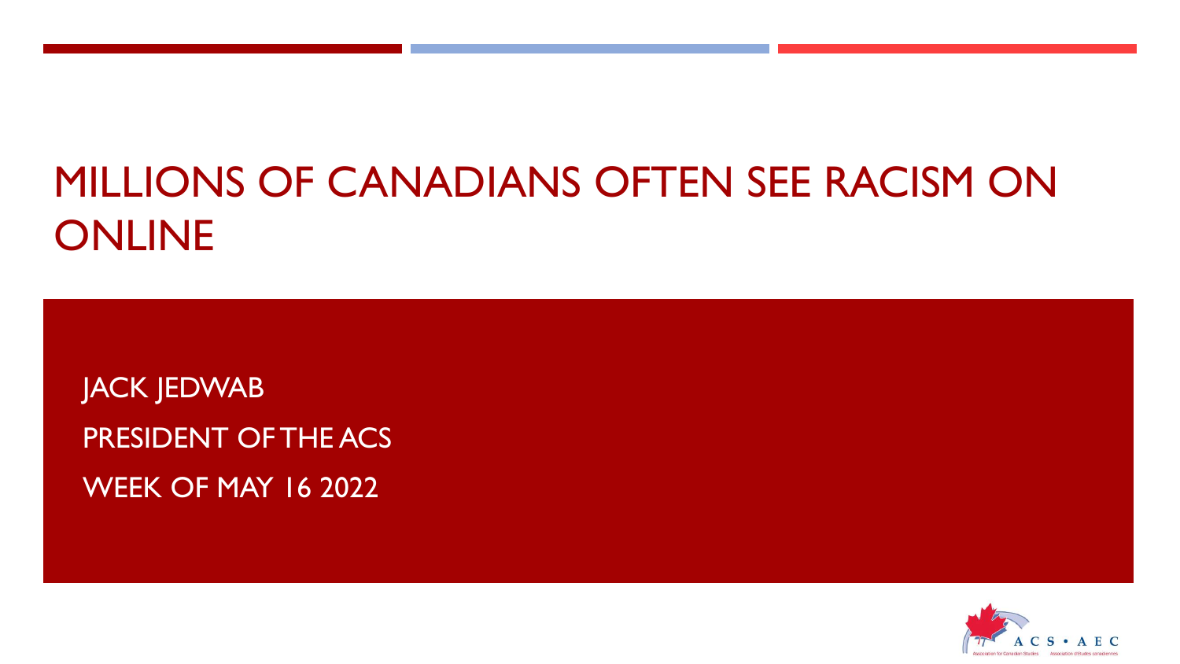# MILLIONS OF CANADIANS OFTEN SEE RACISM ON ONLINE

JACK JEDWAB

PRESIDENT OF THE ACS

WEEK OF MAY 16 2022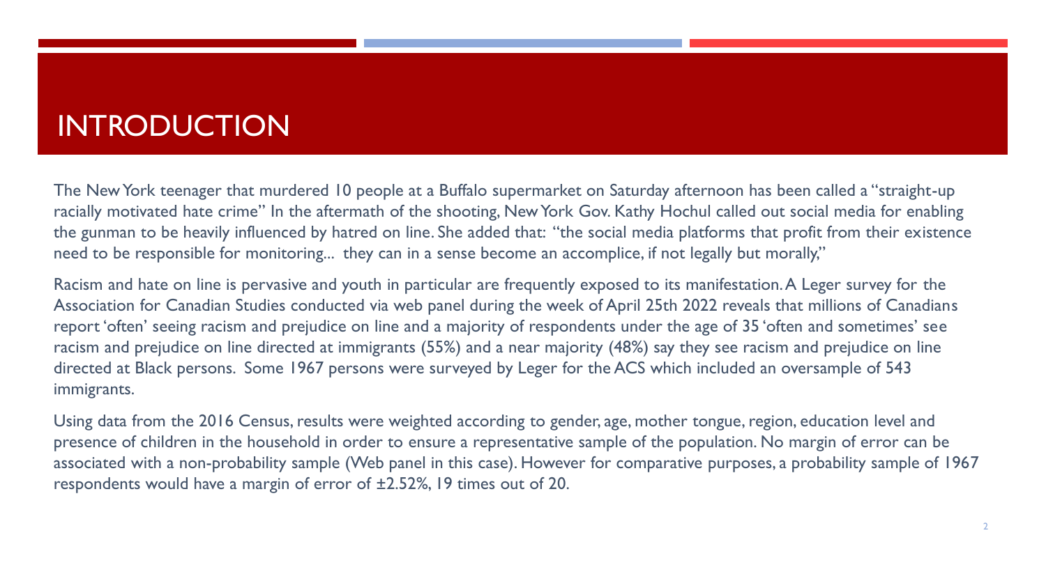# INTRODUCTION

The New York teenager that murdered 10 people at a Buffalo supermarket on Saturday afternoon has been called a "straight-up racially motivated hate crime" In the aftermath of the shooting, New York Gov. Kathy Hochul called out social media for enabling the gunman to be heavily influenced by hatred on line. She added that: "the social media platforms that profit from their existence need to be responsible for monitoring... they can in a sense become an accomplice, if not legally but morally,"

Racism and hate on line is pervasive and youth in particular are frequently exposed to its manifestation. A Leger survey for the Association for Canadian Studies conducted via web panel during the week of April 25th 2022 reveals that millions of Canadians report 'often' seeing racism and prejudice on line and a majority of respondents under the age of 35 'often and sometimes' see racism and prejudice on line directed at immigrants (55%) and a near majority (48%) say they see racism and prejudice on line directed at Black persons. Some 1967 persons were surveyed by Leger for the ACS which included an oversample of 543 immigrants.

Using data from the 2016 Census, results were weighted according to gender, age, mother tongue, region, education level and presence of children in the household in order to ensure a representative sample of the population. No margin of error can be associated with a non-probability sample (Web panel in this case). However for comparative purposes, a probability sample of 1967 respondents would have a margin of error of ±2.52%, 19 times out of 20.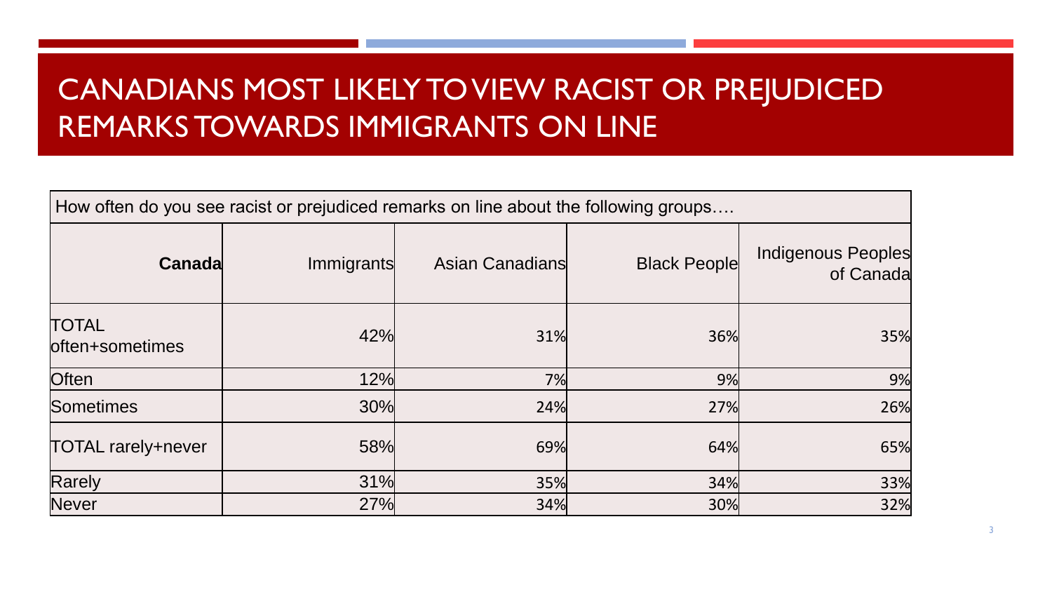# CANADIANS MOST LIKELY TO VIEW RACIST OR PREJUDICED REMARKS TOWARDS IMMIGRANTS ON LINE

How often do you see racist or prejudiced remarks on line about the following groups….

| Canada | Immigrants | Asian Canadians | Black People | Indigenous Peoples of Canada |
|---|---|---|---|---|
| TOTAL often+sometimes | 42% | 31% | 36% | 35% |
| Often | 12% | 7% | 9% | 9% |
| Sometimes | 30% | 24% | 27% | 26% |
| TOTAL rarely+never | 58% | 69% | 64% | 65% |
| Rarely | 31% | 35% | 34% | 33% |
| Never | 27% | 34% | 30% | 32% |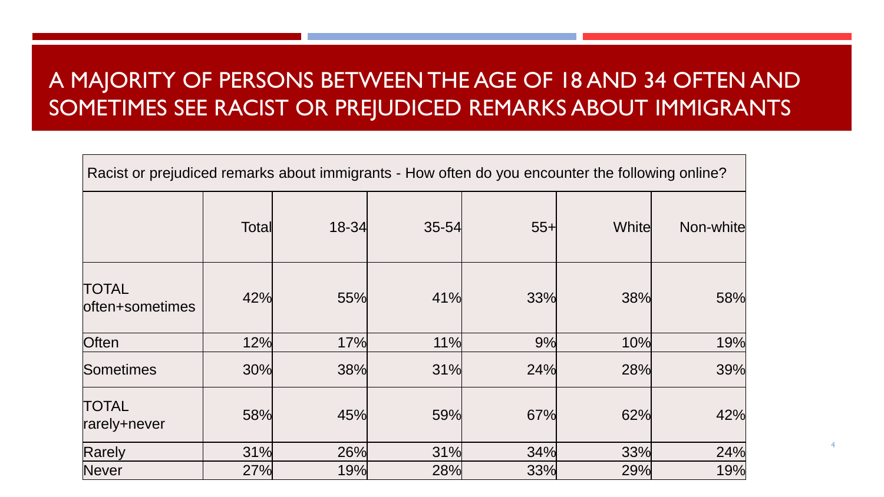# A MAJORITY OF PERSONS BETWEEN THE AGE OF 18 AND 34 OFTEN AND SOMETIMES SEE RACIST OR PREJUDICED REMARKS ABOUT IMMIGRANTS

Racist or prejudiced remarks about immigrants - How often do you encounter the following online?

| | Total | 18-34 | 35-54 | 55+ | White | Non-white |
|---|---|---|---|---|---|---|
| TOTAL often+sometimes | 42% | 55% | 41% | 33% | 38% | 58% |
| Often | 12% | 17% | 11% | 9% | 10% | 19% |
| Sometimes | 30% | 38% | 31% | 24% | 28% | 39% |
| TOTAL rarely+never | 58% | 45% | 59% | 67% | 62% | 42% |
| Rarely | 31% | 26% | 31% | 34% | 33% | 24% |
| Never | 27% | 19% | 28% | 33% | 29% | 19% |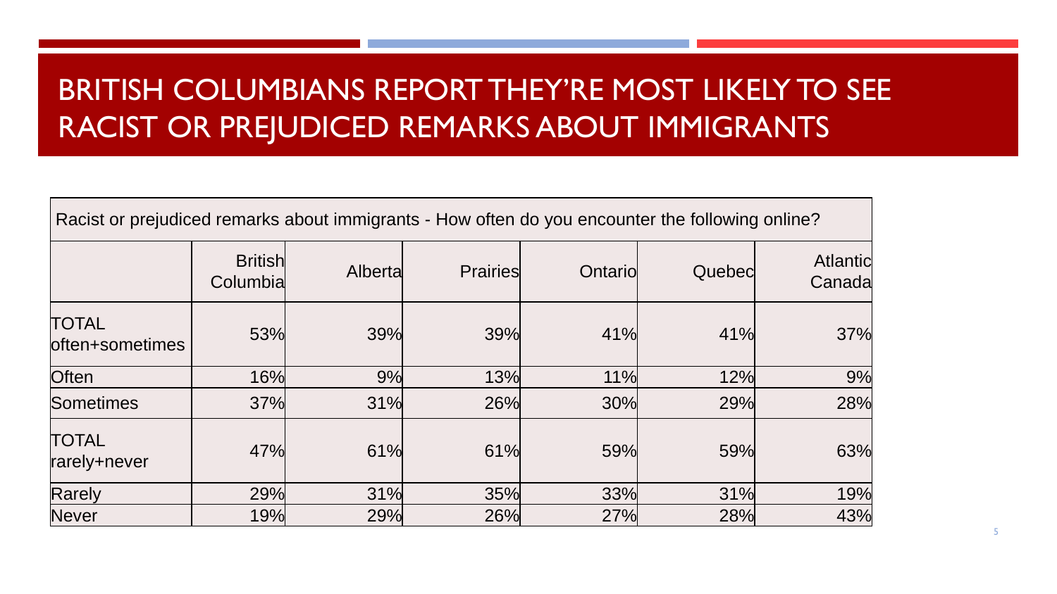# BRITISH COLUMBIANS REPORT THEY'RE MOST LIKELY TO SEE RACIST OR PREJUDICED REMARKS ABOUT IMMIGRANTS

| Racist or prejudiced remarks about immigrants - How often do you encounter the following online? | | | | | | |
|---|---|---|---|---|---|---|
| | British Columbia | Alberta | Prairies | Ontario | Quebec | Atlantic Canada |
| TOTAL often+sometimes | 53% | 39% | 39% | 41% | 41% | 37% |
| Often | 16% | 9% | 13% | 11% | 12% | 9% |
| Sometimes | 37% | 31% | 26% | 30% | 29% | 28% |
| TOTAL rarely+never | 47% | 61% | 61% | 59% | 59% | 63% |
| Rarely | 29% | 31% | 35% | 33% | 31% | 19% |
| Never | 19% | 29% | 26% | 27% | 28% | 43% |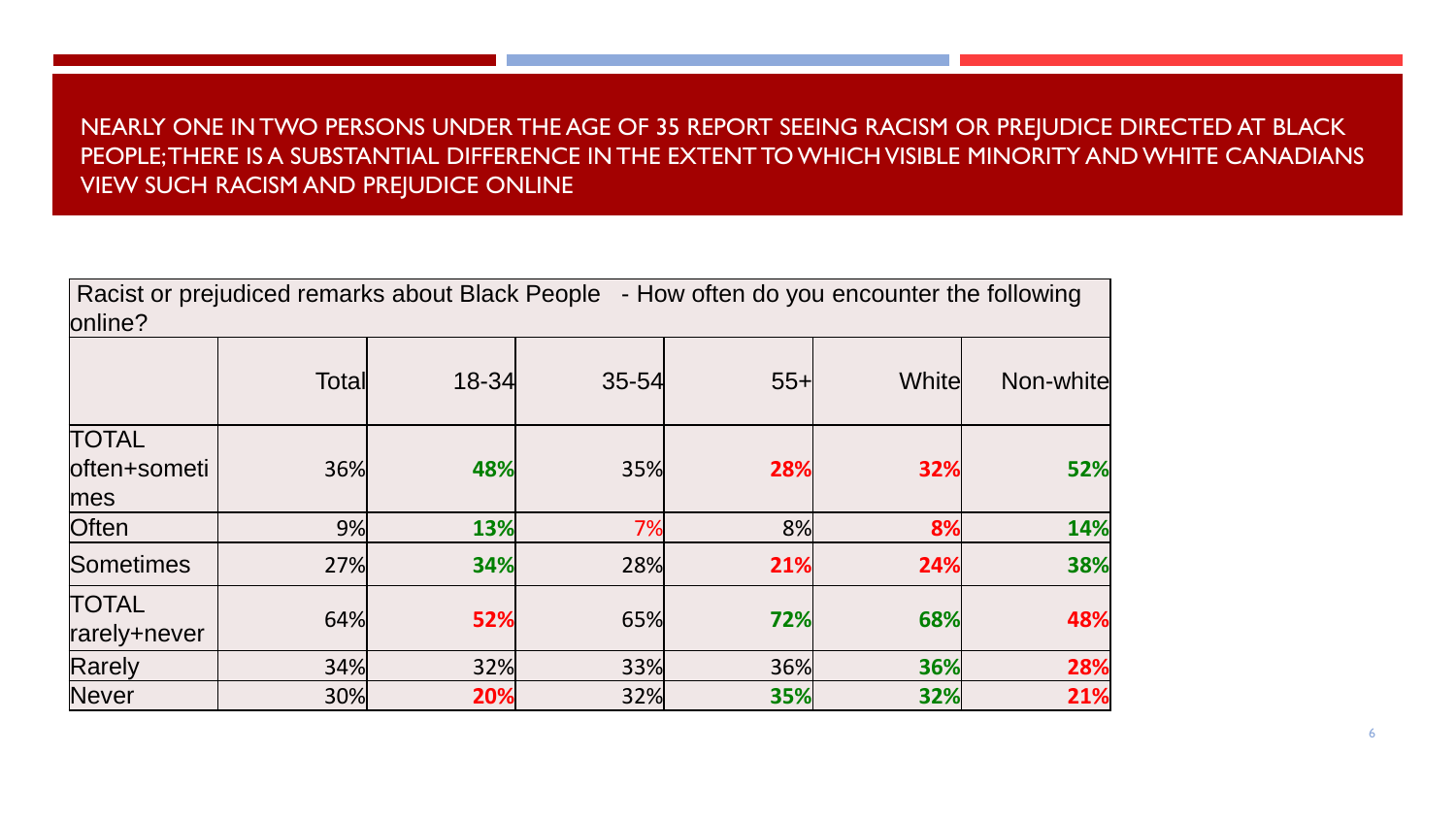## NEARLY ONE IN TWO PERSONS UNDER THE AGE OF 35 REPORT SEEING RACISM OR PREJUDICE DIRECTED AT BLACK PEOPLE; THERE IS A SUBSTANTIAL DIFFERENCE IN THE EXTENT TO WHICH VISIBLE MINORITY AND WHITE CANADIANS VIEW SUCH RACISM AND PREJUDICE ONLINE

Racist or prejudiced remarks about Black People - How often do you encounter the following online?

| | Total | 18-34 | 35-54 | 55+ | White | Non-white |
|---|---|---|---|---|---|---|
| TOTAL often+sometimes | 36% | **48%** | 35% | **28%** | **32%** | **52%** |
| Often | 9% | **13%** | 7% | 8% | **8%** | **14%** |
| Sometimes | 27% | **34%** | 28% | **21%** | **24%** | **38%** |
| TOTAL rarely+never | 64% | **52%** | 65% | **72%** | **68%** | **48%** |
| Rarely | 34% | 32% | 33% | 36% | **36%** | **28%** |
| Never | 30% | **20%** | 32% | **35%** | **32%** | **21%** |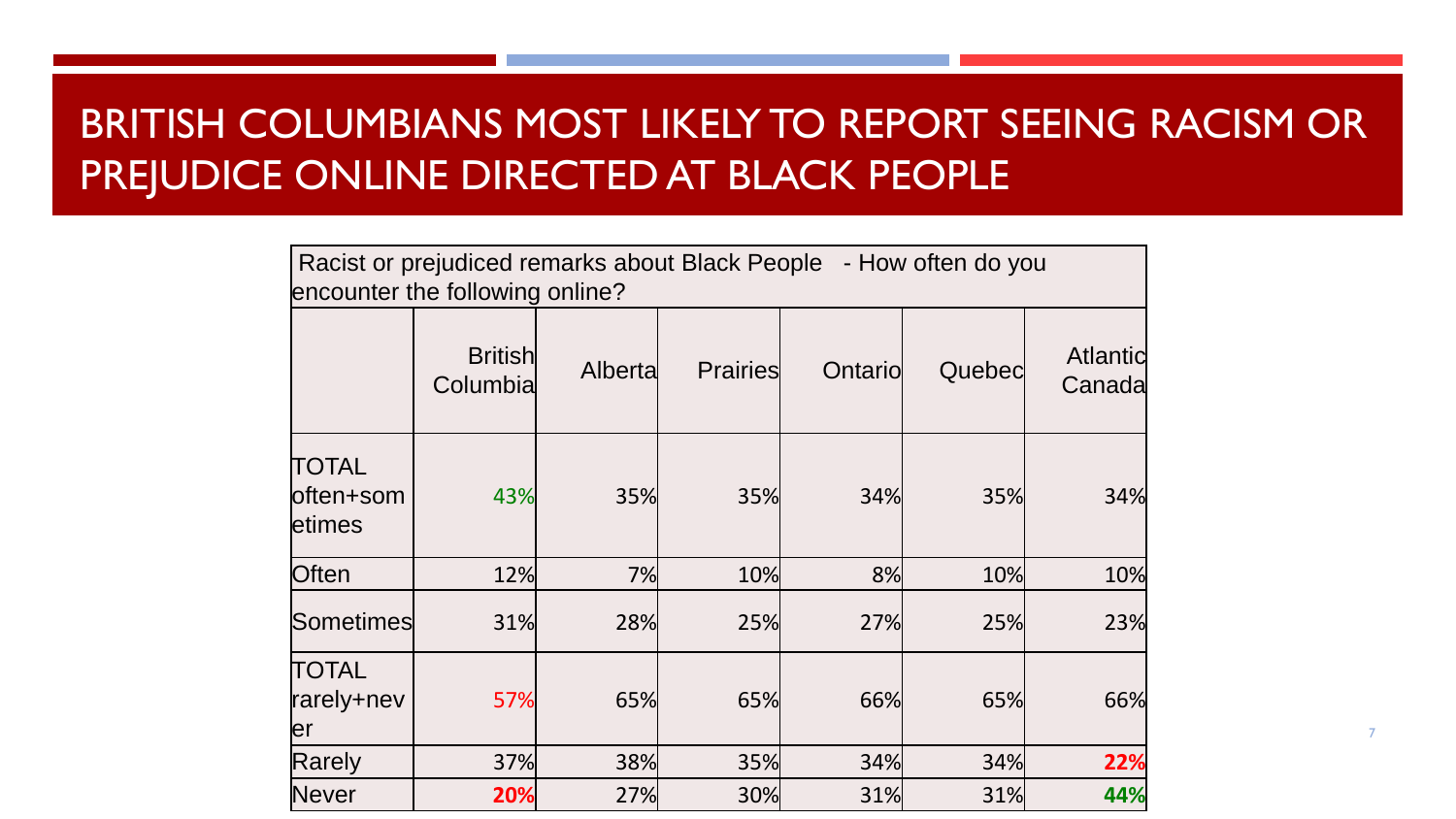# BRITISH COLUMBIANS MOST LIKELY TO REPORT SEEING RACISM OR PREJUDICE ONLINE DIRECTED AT BLACK PEOPLE

| Racist or prejudiced remarks about Black People - How often do you encounter the following online? | | | | | | |
|---|---|---|---|---|---|---|
| | British Columbia | Alberta | Prairies | Ontario | Quebec | Atlantic Canada |
| TOTAL often+sometimes | 43% | 35% | 35% | 34% | 35% | 34% |
| Often | 12% | 7% | 10% | 8% | 10% | 10% |
| Sometimes | 31% | 28% | 25% | 27% | 25% | 23% |
| TOTAL rarely+never | 57% | 65% | 65% | 66% | 65% | 66% |
| Rarely | 37% | 38% | 35% | 34% | 34% | **22%** |
| Never | **20%** | 27% | 30% | 31% | 31% | **44%** |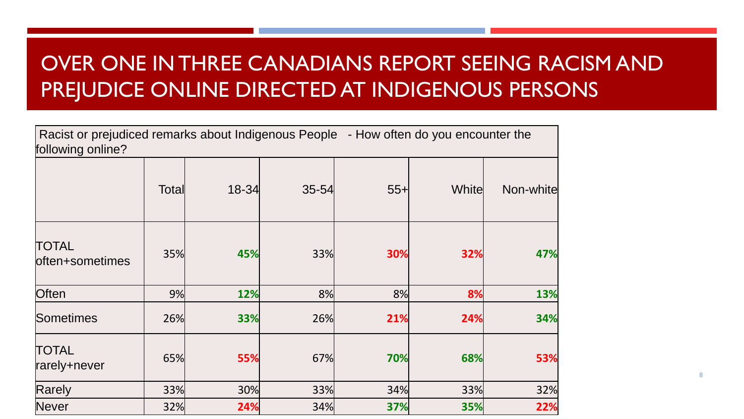# OVER ONE IN THREE CANADIANS REPORT SEEING RACISM AND PREJUDICE ONLINE DIRECTED AT INDIGENOUS PERSONS

| Racist or prejudiced remarks about Indigenous People - How often do you encounter the following online? | | | | | | |
|---|---|---|---|---|---|---|
| | Total | 18-34 | 35-54 | 55+ | White | Non-white |
| TOTAL often+sometimes | 35% | **45%** | 33% | **30%** | **32%** | **47%** |
| Often | 9% | **12%** | 8% | 8% | **8%** | **13%** |
| Sometimes | 26% | **33%** | 26% | **21%** | **24%** | **34%** |
| TOTAL rarely+never | 65% | **55%** | 67% | **70%** | **68%** | **53%** |
| Rarely | 33% | 30% | 33% | 34% | 33% | 32% |
| Never | 32% | **24%** | 34% | **37%** | **35%** | **22%** |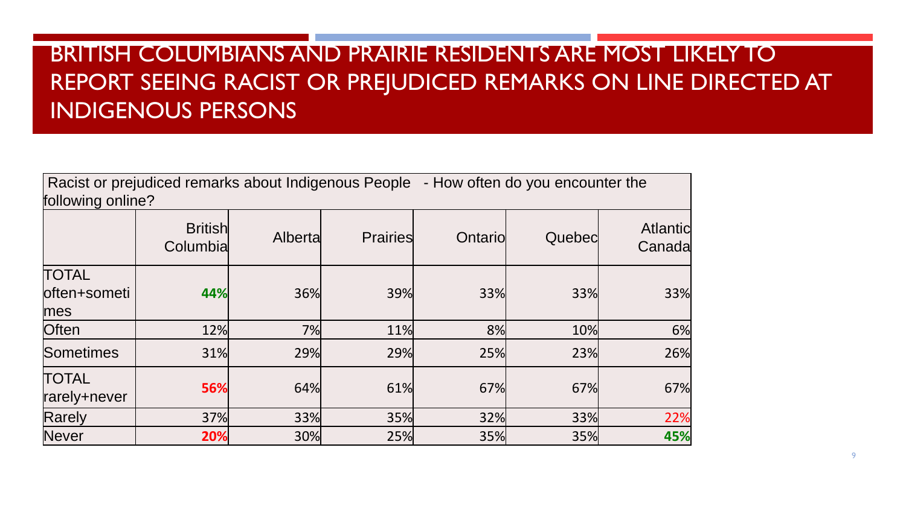# BRITISH COLUMBIANS AND PRAIRIE RESIDENTS ARE MOST LIKELY TO REPORT SEEING RACIST OR PREJUDICED REMARKS ON LINE DIRECTED AT INDIGENOUS PERSONS

| Racist or prejudiced remarks about Indigenous People - How often do you encounter the following online? | | | | | | |
|---|---|---|---|---|---|---|
| | British Columbia | Alberta | Prairies | Ontario | Quebec | Atlantic Canada |
| TOTAL often+sometimes | **44%** | 36% | 39% | 33% | 33% | 33% |
| Often | 12% | 7% | 11% | 8% | 10% | 6% |
| Sometimes | 31% | 29% | 29% | 25% | 23% | 26% |
| TOTAL rarely+never | **56%** | 64% | 61% | 67% | 67% | 67% |
| Rarely | 37% | 33% | 35% | 32% | 33% | 22% |
| Never | **20%** | 30% | 25% | 35% | 35% | **45%** |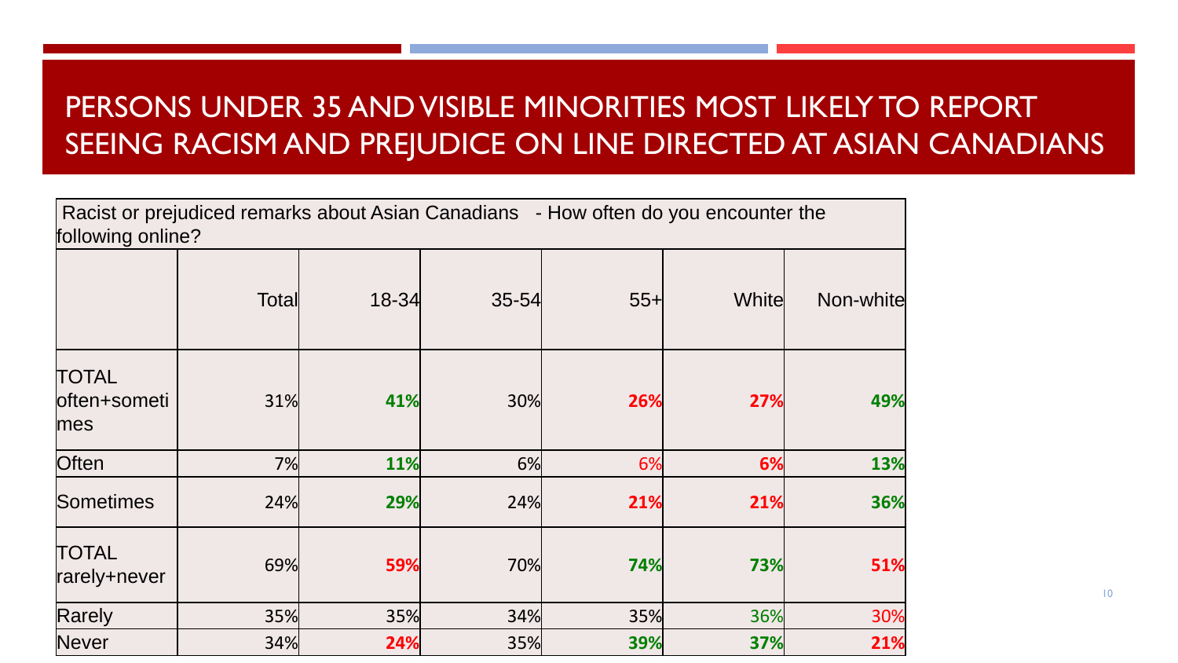# PERSONS UNDER 35 AND VISIBLE MINORITIES MOST LIKELY TO REPORT SEEING RACISM AND PREJUDICE ON LINE DIRECTED AT ASIAN CANADIANS

Racist or prejudiced remarks about Asian Canadians - How often do you encounter the following online?

| | Total | 18-34 | 35-54 | 55+ | White | Non-white |
|---|---|---|---|---|---|---|
| TOTAL often+sometimes | 31% | **41%** | 30% | **26%** | **27%** | **49%** |
| Often | 7% | **11%** | 6% | 6% | **6%** | **13%** |
| Sometimes | 24% | **29%** | 24% | **21%** | **21%** | **36%** |
| TOTAL rarely+never | 69% | **59%** | 70% | **74%** | **73%** | **51%** |
| Rarely | 35% | 35% | 34% | 35% | 36% | 30% |
| Never | 34% | **24%** | 35% | **39%** | **37%** | **21%** |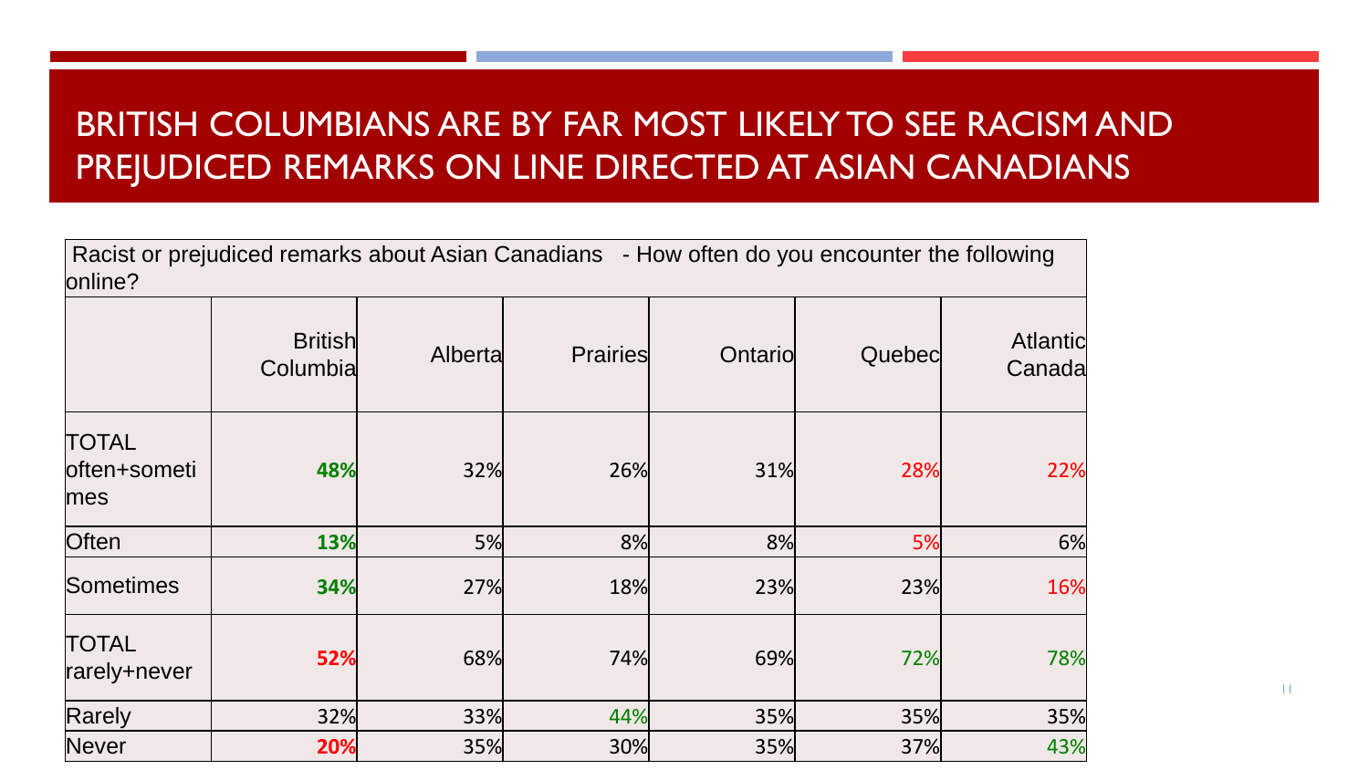# BRITISH COLUMBIANS ARE BY FAR MOST LIKELY TO SEE RACISM AND PREJUDICED REMARKS ON LINE DIRECTED AT ASIAN CANADIANS

Racist or prejudiced remarks about Asian Canadians - How often do you encounter the following online?

| | British Columbia | Alberta | Prairies | Ontario | Quebec | Atlantic Canada |
|---|---|---|---|---|---|---|
| TOTAL often+sometimes | **48%** | 32% | 26% | 31% | 28% | 22% |
| Often | **13%** | 5% | 8% | 8% | 5% | 6% |
| Sometimes | **34%** | 27% | 18% | 23% | 23% | 16% |
| TOTAL rarely+never | **52%** | 68% | 74% | 69% | 72% | 78% |
| Rarely | 32% | 33% | 44% | 35% | 35% | 35% |
| Never | **20%** | 35% | 30% | 35% | 37% | 43% |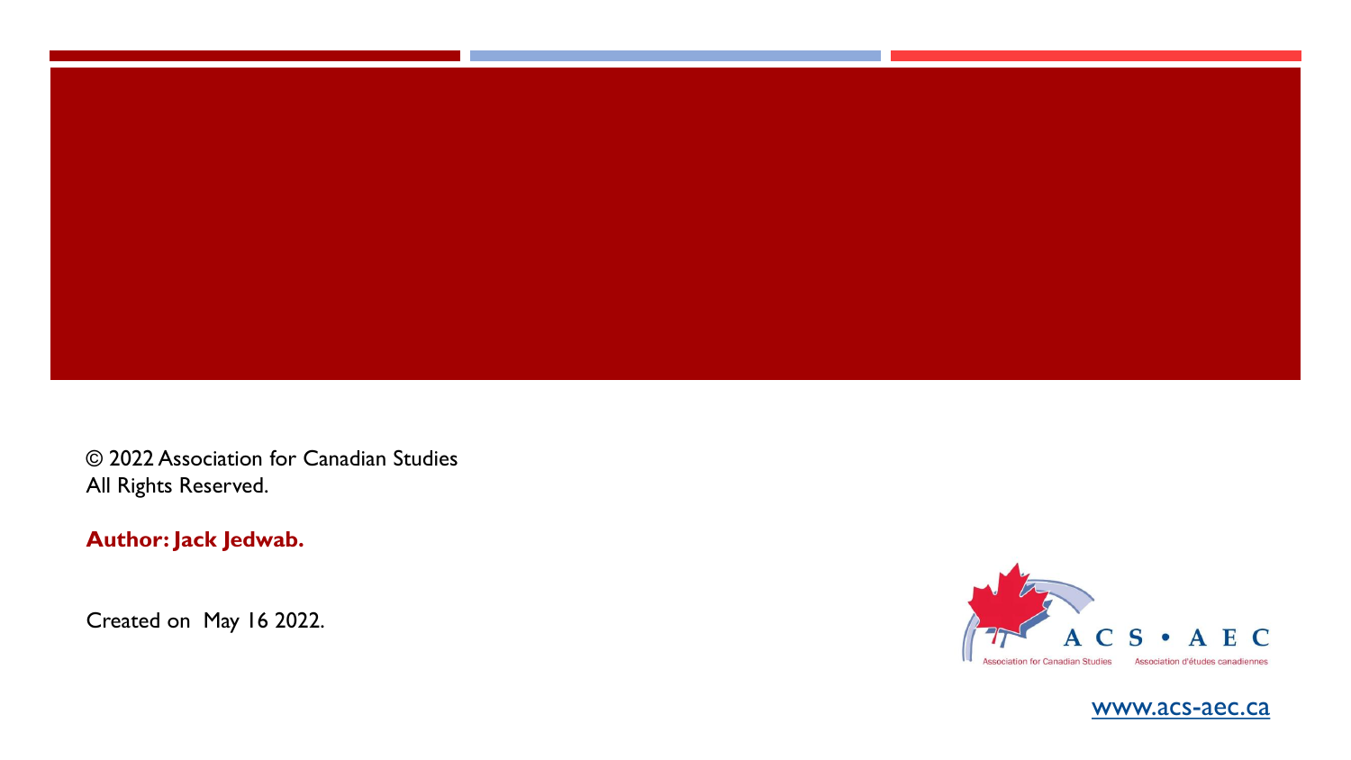© 2022 Association for Canadian Studies
All Rights Reserved.

**Author: Jack Jedwab.**

Created on May 16 2022.

ACS • AEC

Association for Canadian Studies Association d'études canadiennes

www.acs-aec.ca